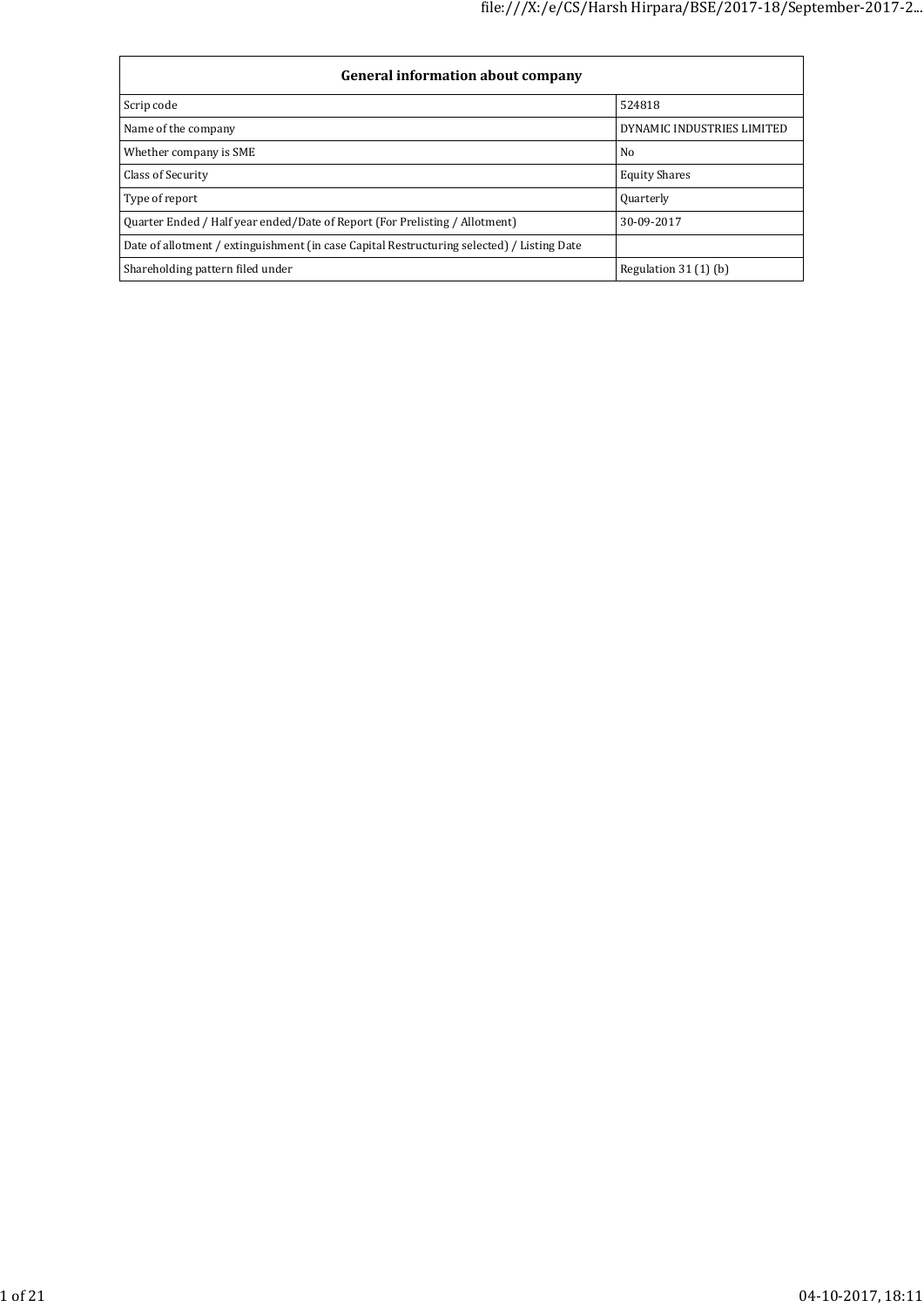| General information about company | |
|---|---|
| Scrip code | 524818 |
| Name of the company | DYNAMIC INDUSTRIES LIMITED |
| Whether company is SME | No |
| Class of Security | Equity Shares |
| Type of report | Quarterly |
| Quarter Ended / Half year ended/Date of Report (For Prelisting / Allotment) | 30-09-2017 |
| Date of allotment / extinguishment (in case Capital Restructuring selected) / Listing Date | |
| Shareholding pattern filed under | Regulation 31 (1) (b) |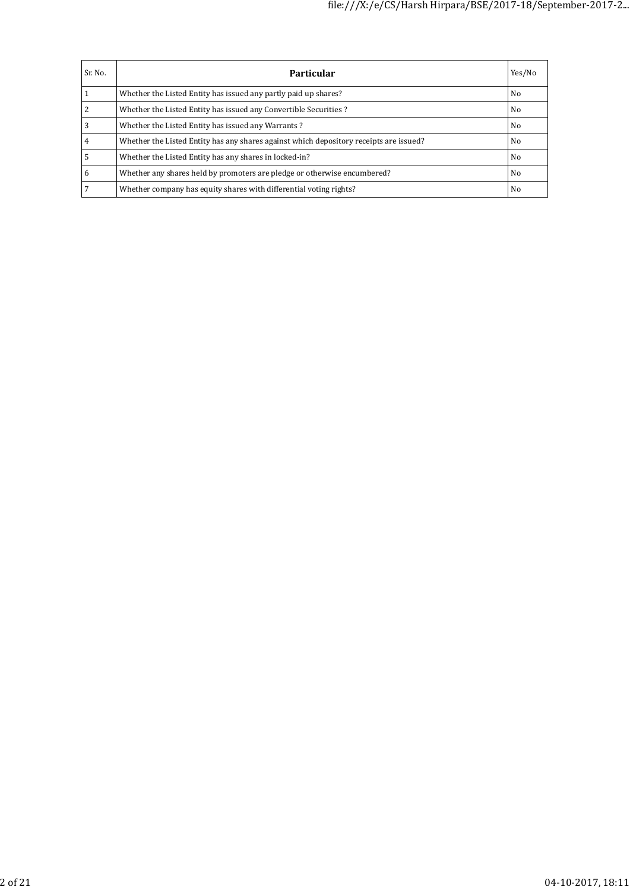| Sr. No. | Particular | Yes/No |
|---|---|---|
| 1 | Whether the Listed Entity has issued any partly paid up shares? | No |
| 2 | Whether the Listed Entity has issued any Convertible Securities ? | No |
| 3 | Whether the Listed Entity has issued any Warrants ? | No |
| 4 | Whether the Listed Entity has any shares against which depository receipts are issued? | No |
| 5 | Whether the Listed Entity has any shares in locked-in? | No |
| 6 | Whether any shares held by promoters are pledge or otherwise encumbered? | No |
| 7 | Whether company has equity shares with differential voting rights? | No |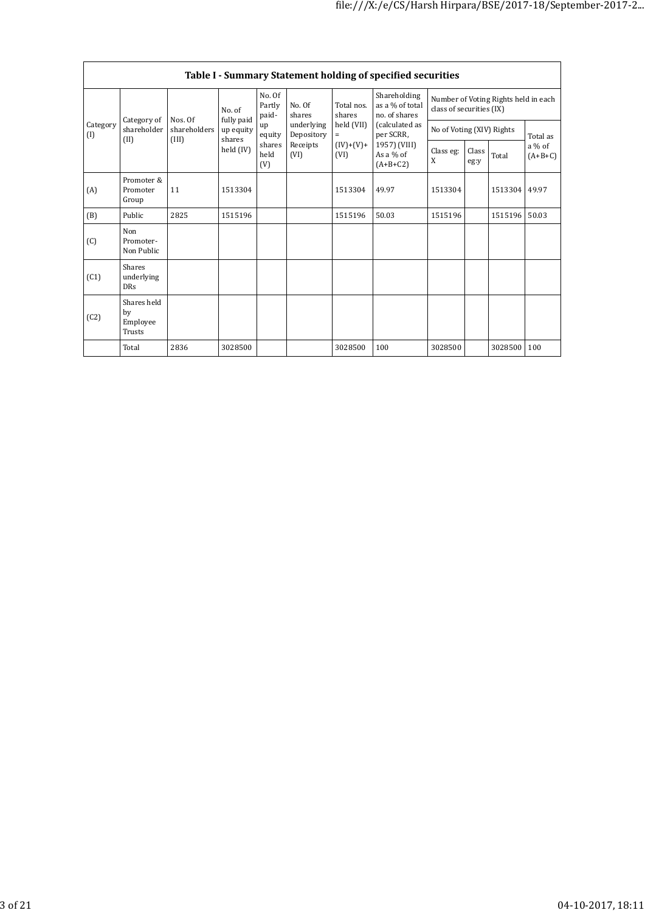| Table I - Summary Statement holding of specified securities | | | | | | | | | | | |
|---|---|---|---|---|---|---|---|---|---|---|---|
| Category (I) | Category of shareholder (II) | Nos. Of shareholders (III) | No. of fully paid up equity shares held (IV) | No. Of Partly paid-up equity shares held (V) | No. Of shares underlying Depository Receipts (VI) | Total nos. shares held (VII) = (IV)+(V)+ (VI) | Shareholding as a % of total no. of shares (calculated as per SCRR, 1957) (VIII) As a % of (A+B+C2) | Number of Voting Rights held in each class of securities (IX) | | | |
| | | | | | | | | No of Voting (XIV) Rights | | | Total as a % of (A+B+C) |
| | | | | | | | | Class eg: X | Class eg:y | Total | |
| (A) | Promoter & Promoter Group | 11 | 1513304 | | | 1513304 | 49.97 | 1513304 | | 1513304 | 49.97 |
| (B) | Public | 2825 | 1515196 | | | 1515196 | 50.03 | 1515196 | | 1515196 | 50.03 |
| (C) | Non Promoter- Non Public | | | | | | | | | | |
| (C1) | Shares underlying DRs | | | | | | | | | | |
| (C2) | Shares held by Employee Trusts | | | | | | | | | | |
| | Total | 2836 | 3028500 | | | 3028500 | 100 | 3028500 | | 3028500 | 100 |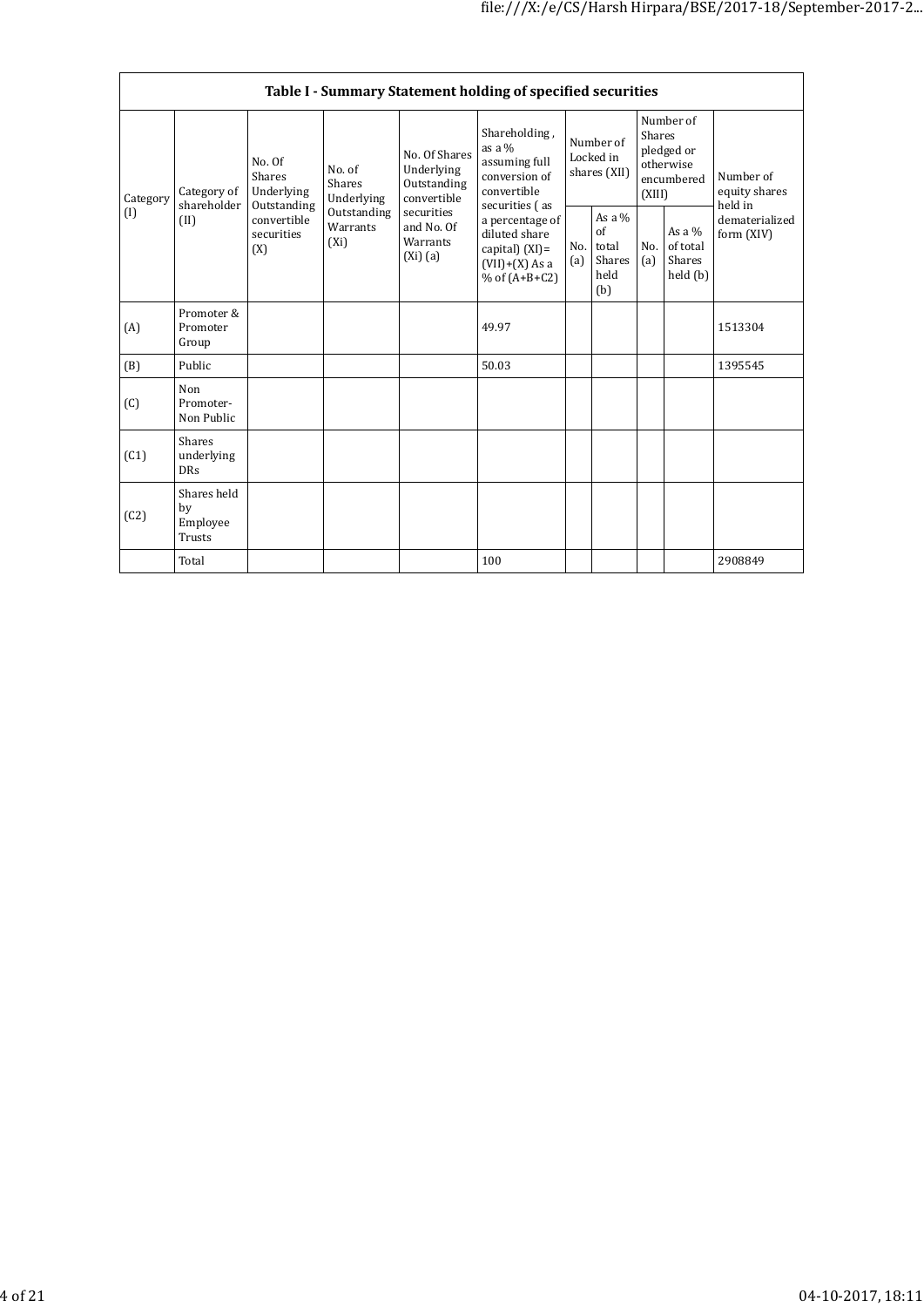**Table I - Summary Statement holding of specified securities**

| Category (I) | Category of shareholder (II) | No. Of Shares Underlying Outstanding convertible securities (X) | No. of Shares Underlying Outstanding Warrants (Xi) | No. Of Shares Underlying Outstanding convertible securities and No. Of Warrants (Xi) (a) | Shareholding , as a % assuming full conversion of convertible securities ( as a percentage of diluted share capital) (XI)= (VII)+(X) As a % of (A+B+C2) | Number of Locked in shares (XII) | | Number of Shares pledged or otherwise encumbered (XIII) | | Number of equity shares held in dematerialized form (XIV) |
|---|---|---|---|---|---|---|---|---|---|---|
| | | | | | | No. (a) | As a % of total Shares held (b) | No. (a) | As a % of total Shares held (b) | |
| (A) | Promoter & Promoter Group | | | | 49.97 | | | | | 1513304 |
| (B) | Public | | | | 50.03 | | | | | 1395545 |
| (C) | Non Promoter- Non Public | | | | | | | | | |
| (C1) | Shares underlying DRs | | | | | | | | | |
| (C2) | Shares held by Employee Trusts | | | | | | | | | |
| | Total | | | | 100 | | | | | 2908849 |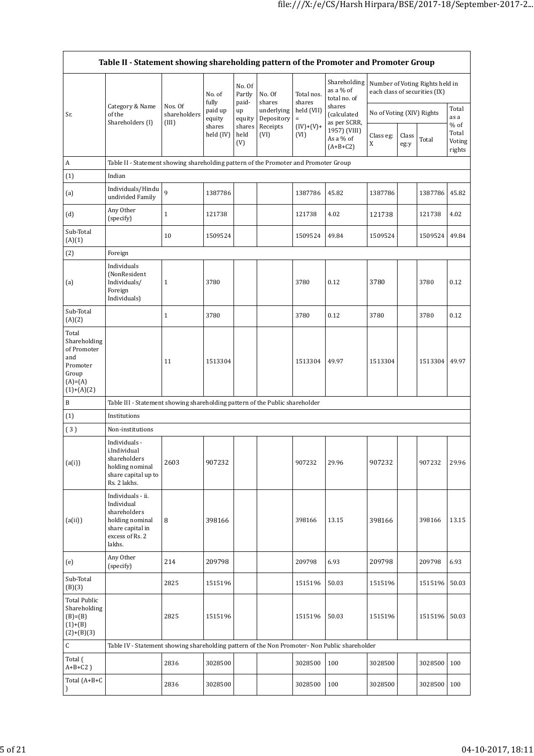| Table II - Statement showing shareholding pattern of the Promoter and Promoter Group | | | | | | | | | | | |
|---|---|---|---|---|---|---|---|---|---|---|---|
| Sr. | Category & Name of the Shareholders (I) | Nos. Of shareholders (III) | No. of fully paid up equity shares held (IV) | No. Of Partly paid-up equity shares held (V) | No. Of shares underlying Depository Receipts (VI) | Total nos. shares held (VII) = (IV)+(V)+ (VI) | Shareholding as a % of total no. of shares (calculated as per SCRR, 1957) (VIII) As a % of (A+B+C2) | Number of Voting Rights held in each class of securities (IX) | | | |
| | | | | | | | | No of Voting (XIV) Rights | | | Total as a % of Total Voting rights |
| | | | | | | | | Class eg: X | Class eg:y | Total | |
| A | Table II - Statement showing shareholding pattern of the Promoter and Promoter Group | | | | | | | | | | |
| (1) | Indian | | | | | | | | | | |
| (a) | Individuals/Hindu undivided Family | 9 | 1387786 | | | 1387786 | 45.82 | 1387786 | | 1387786 | 45.82 |
| (d) | Any Other (specify) | 1 | 121738 | | | 121738 | 4.02 | 121738 | | 121738 | 4.02 |
| Sub-Total (A)(1) | | 10 | 1509524 | | | 1509524 | 49.84 | 1509524 | | 1509524 | 49.84 |
| (2) | Foreign | | | | | | | | | | |
| (a) | Individuals (NonResident Individuals/ Foreign Individuals) | 1 | 3780 | | | 3780 | 0.12 | 3780 | | 3780 | 0.12 |
| Sub-Total (A)(2) | | 1 | 3780 | | | 3780 | 0.12 | 3780 | | 3780 | 0.12 |
| Total Shareholding of Promoter and Promoter Group (A)=(A)(1)+(A)(2) | | 11 | 1513304 | | | 1513304 | 49.97 | 1513304 | | 1513304 | 49.97 |
| B | Table III - Statement showing shareholding pattern of the Public shareholder | | | | | | | | | | |
| (1) | Institutions | | | | | | | | | | |
| ( 3 ) | Non-institutions | | | | | | | | | | |
| (a(i)) | Individuals - i.Individual shareholders holding nominal share capital up to Rs. 2 lakhs. | 2603 | 907232 | | | 907232 | 29.96 | 907232 | | 907232 | 29.96 |
| (a(ii)) | Individuals - ii. Individual shareholders holding nominal share capital in excess of Rs. 2 lakhs. | 8 | 398166 | | | 398166 | 13.15 | 398166 | | 398166 | 13.15 |
| (e) | Any Other (specify) | 214 | 209798 | | | 209798 | 6.93 | 209798 | | 209798 | 6.93 |
| Sub-Total (B)(3) | | 2825 | 1515196 | | | 1515196 | 50.03 | 1515196 | | 1515196 | 50.03 |
| Total Public Shareholding (B)=(B)(1)+(B)(2)+(B)(3) | | 2825 | 1515196 | | | 1515196 | 50.03 | 1515196 | | 1515196 | 50.03 |
| C | Table IV - Statement showing shareholding pattern of the Non Promoter- Non Public shareholder | | | | | | | | | | |
| Total ( A+B+C2 ) | | 2836 | 3028500 | | | 3028500 | 100 | 3028500 | | 3028500 | 100 |
| Total (A+B+C ) | | 2836 | 3028500 | | | 3028500 | 100 | 3028500 | | 3028500 | 100 |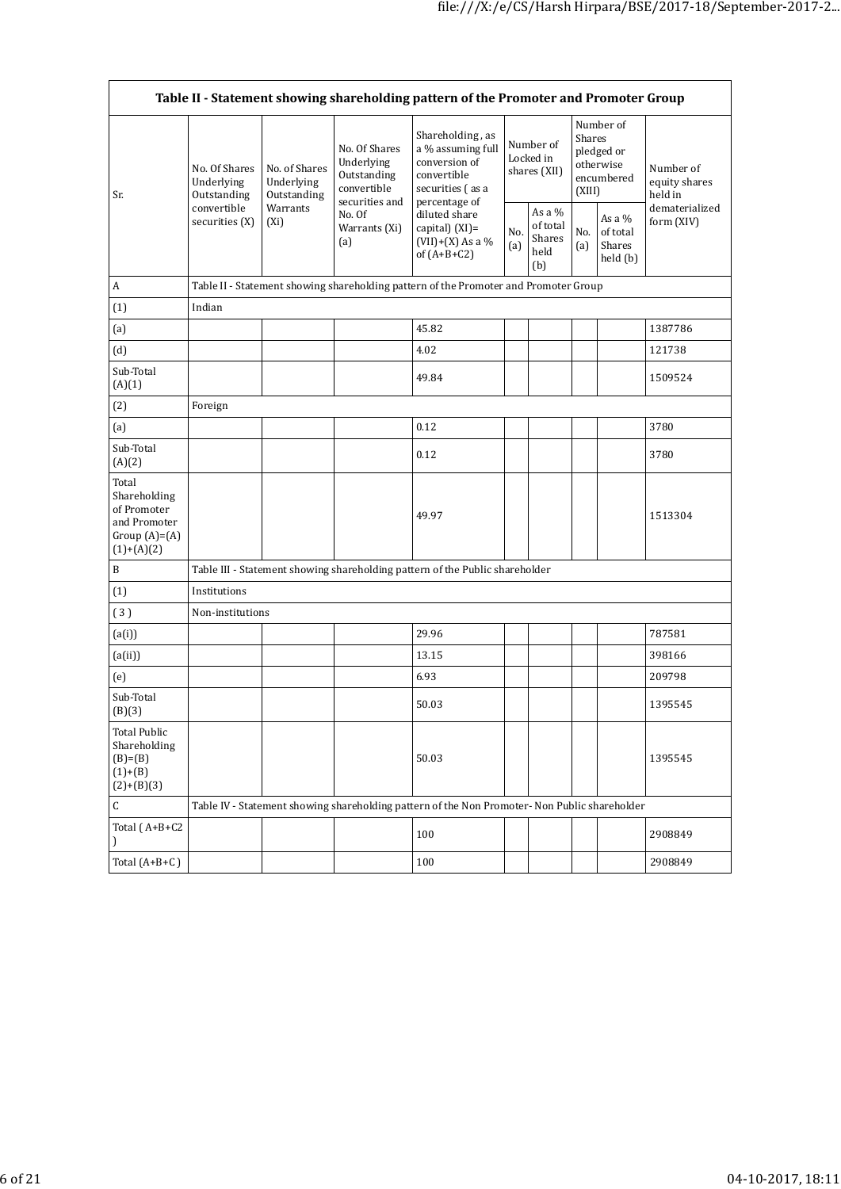| Table II - Statement showing shareholding pattern of the Promoter and Promoter Group | | | | | | | | | |
|---|---|---|---|---|---|---|---|---|---|
| Sr. | No. Of Shares Underlying Outstanding convertible securities (X) | No. of Shares Underlying Outstanding Warrants (Xi) | No. Of Shares Underlying Outstanding convertible securities and No. Of Warrants (Xi) (a) | Shareholding , as a % assuming full conversion of convertible securities ( as a percentage of diluted share capital) (XI)= (VII)+(X) As a % of (A+B+C2) | Number of Locked in shares (XII) | | Number of Shares pledged or otherwise encumbered (XIII) | | Number of equity shares held in dematerialized form (XIV) |
| | | | | | No. (a) | As a % of total Shares held (b) | No. (a) | As a % of total Shares held (b) | |
| A | Table II - Statement showing shareholding pattern of the Promoter and Promoter Group | | | | | | | | |
| (1) | Indian | | | | | | | | |
| (a) | | | | 45.82 | | | | | 1387786 |
| (d) | | | | 4.02 | | | | | 121738 |
| Sub-Total (A)(1) | | | | 49.84 | | | | | 1509524 |
| (2) | Foreign | | | | | | | | |
| (a) | | | | 0.12 | | | | | 3780 |
| Sub-Total (A)(2) | | | | 0.12 | | | | | 3780 |
| Total Shareholding of Promoter and Promoter Group (A)=(A)(1)+(A)(2) | | | | 49.97 | | | | | 1513304 |
| B | Table III - Statement showing shareholding pattern of the Public shareholder | | | | | | | | |
| (1) | Institutions | | | | | | | | |
| ( 3 ) | Non-institutions | | | | | | | | |
| (a(i)) | | | | 29.96 | | | | | 787581 |
| (a(ii)) | | | | 13.15 | | | | | 398166 |
| (e) | | | | 6.93 | | | | | 209798 |
| Sub-Total (B)(3) | | | | 50.03 | | | | | 1395545 |
| Total Public Shareholding (B)=(B)(1)+(B)(2)+(B)(3) | | | | 50.03 | | | | | 1395545 |
| C | Table IV - Statement showing shareholding pattern of the Non Promoter- Non Public shareholder | | | | | | | | |
| Total ( A+B+C2 ) | | | | 100 | | | | | 2908849 |
| Total (A+B+C ) | | | | 100 | | | | | 2908849 |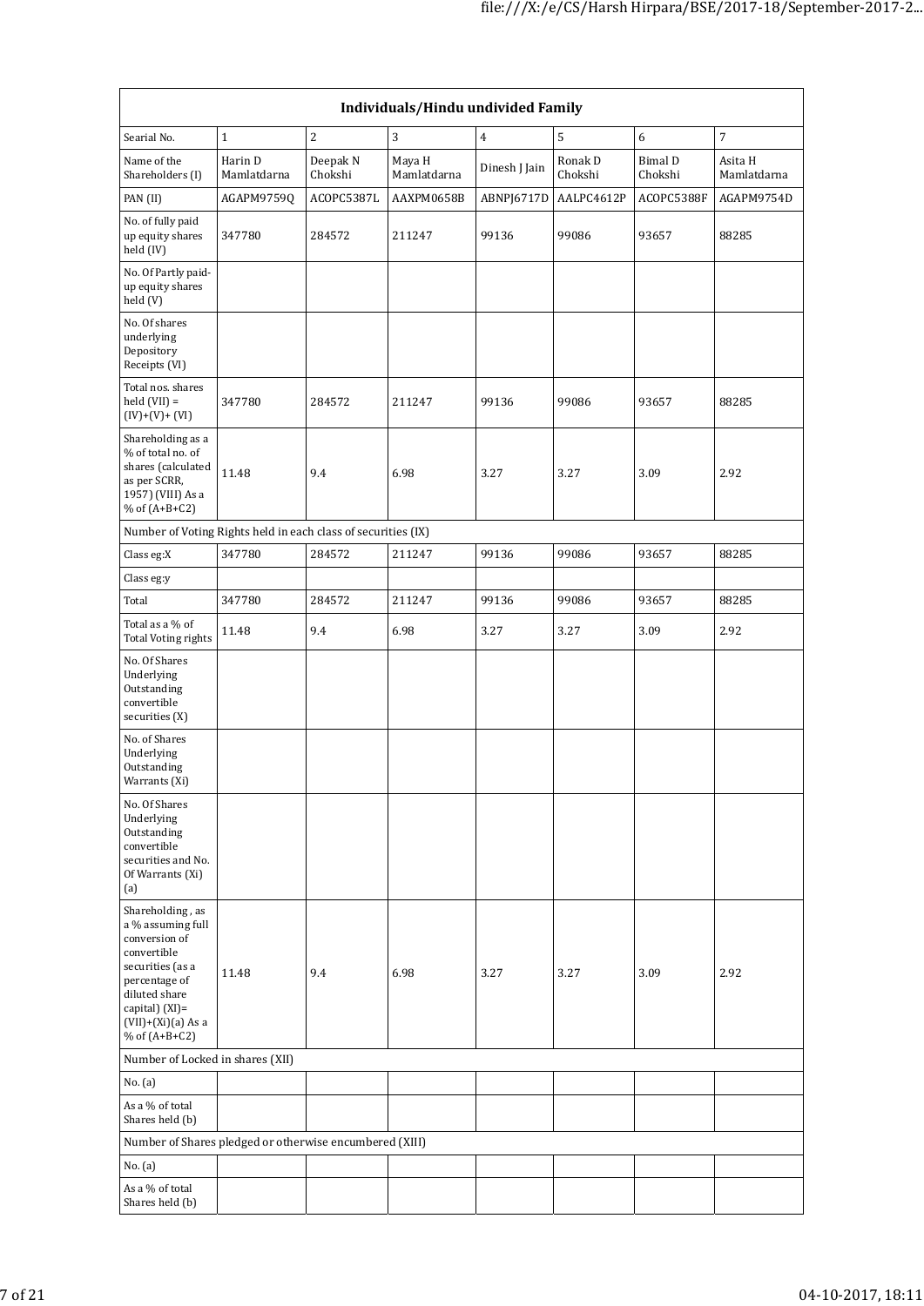| Individuals/Hindu undivided Family | | | | | | | |
|---|---|---|---|---|---|---|---|
| Searial No. | 1 | 2 | 3 | 4 | 5 | 6 | 7 |
| Name of the Shareholders (I) | Harin D Mamlatdarna | Deepak N Chokshi | Maya H Mamlatdarna | Dinesh J Jain | Ronak D Chokshi | Bimal D Chokshi | Asita H Mamlatdarna |
| PAN (II) | AGAPM9759Q | ACOPC5387L | AAXPM0658B | ABNPJ6717D | AALPC4612P | ACOPC5388F | AGAPM9754D |
| No. of fully paid up equity shares held (IV) | 347780 | 284572 | 211247 | 99136 | 99086 | 93657 | 88285 |
| No. Of Partly paid-up equity shares held (V) | | | | | | | |
| No. Of shares underlying Depository Receipts (VI) | | | | | | | |
| Total nos. shares held (VII) = (IV)+(V)+ (VI) | 347780 | 284572 | 211247 | 99136 | 99086 | 93657 | 88285 |
| Shareholding as a % of total no. of shares (calculated as per SCRR, 1957) (VIII) As a % of (A+B+C2) | 11.48 | 9.4 | 6.98 | 3.27 | 3.27 | 3.09 | 2.92 |
| Number of Voting Rights held in each class of securities (IX) | | | | | | | |
| Class eg:X | 347780 | 284572 | 211247 | 99136 | 99086 | 93657 | 88285 |
| Class eg:y | | | | | | | |
| Total | 347780 | 284572 | 211247 | 99136 | 99086 | 93657 | 88285 |
| Total as a % of Total Voting rights | 11.48 | 9.4 | 6.98 | 3.27 | 3.27 | 3.09 | 2.92 |
| No. Of Shares Underlying Outstanding convertible securities (X) | | | | | | | |
| No. of Shares Underlying Outstanding Warrants (Xi) | | | | | | | |
| No. Of Shares Underlying Outstanding convertible securities and No. Of Warrants (Xi) (a) | | | | | | | |
| Shareholding , as a % assuming full conversion of convertible securities (as a percentage of diluted share capital) (XI)= (VII)+(Xi)(a) As a % of (A+B+C2) | 11.48 | 9.4 | 6.98 | 3.27 | 3.27 | 3.09 | 2.92 |
| Number of Locked in shares (XII) | | | | | | | |
| No. (a) | | | | | | | |
| As a % of total Shares held (b) | | | | | | | |
| Number of Shares pledged or otherwise encumbered (XIII) | | | | | | | |
| No. (a) | | | | | | | |
| As a % of total Shares held (b) | | | | | | | |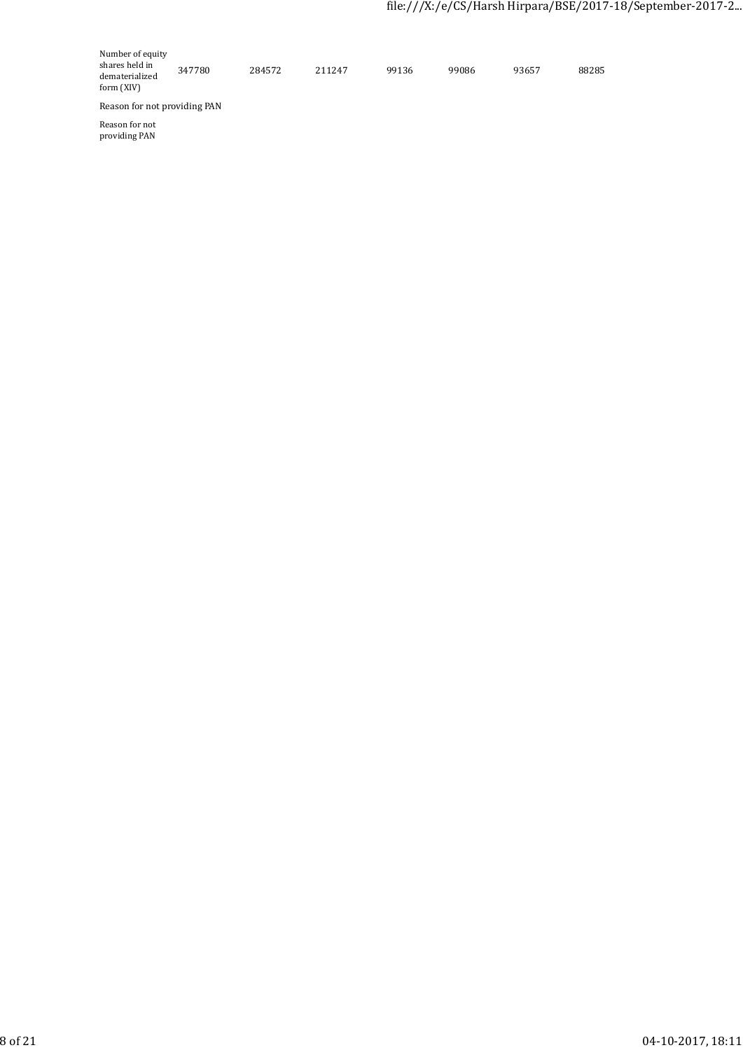| Number of equity shares held in dematerialized form (XIV) | 347780 | 284572 | 211247 | 99136 | 99086 | 93657 | 88285 |
|---|---|---|---|---|---|---|---|
| Reason for not providing PAN | | | | | | | |
| Reason for not providing PAN | | | | | | | |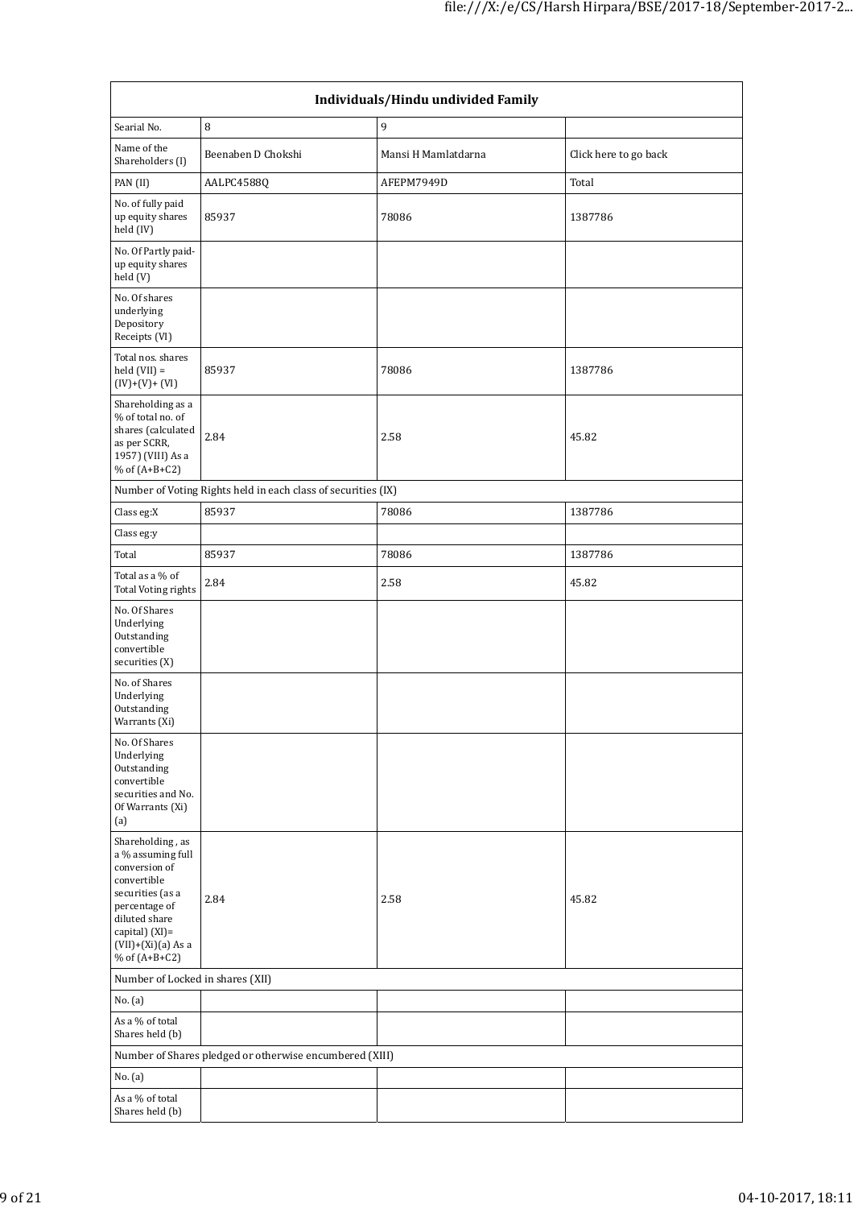| Individuals/Hindu undivided Family | | | |
|---|---|---|---|
| Searial No. | 8 | 9 | |
| Name of the Shareholders (I) | Beenaben D Chokshi | Mansi H Mamlatdarna | Click here to go back |
| PAN (II) | AALPC4588Q | AFEPM7949D | Total |
| No. of fully paid up equity shares held (IV) | 85937 | 78086 | 1387786 |
| No. Of Partly paid-up equity shares held (V) | | | |
| No. Of shares underlying Depository Receipts (VI) | | | |
| Total nos. shares held (VII) = (IV)+(V)+ (VI) | 85937 | 78086 | 1387786 |
| Shareholding as a % of total no. of shares (calculated as per SCRR, 1957) (VIII) As a % of (A+B+C2) | 2.84 | 2.58 | 45.82 |
| Number of Voting Rights held in each class of securities (IX) | | | |
| Class eg:X | 85937 | 78086 | 1387786 |
| Class eg:y | | | |
| Total | 85937 | 78086 | 1387786 |
| Total as a % of Total Voting rights | 2.84 | 2.58 | 45.82 |
| No. Of Shares Underlying Outstanding convertible securities (X) | | | |
| No. of Shares Underlying Outstanding Warrants (Xi) | | | |
| No. Of Shares Underlying Outstanding convertible securities and No. Of Warrants (Xi) (a) | | | |
| Shareholding , as a % assuming full conversion of convertible securities (as a percentage of diluted share capital) (XI)= (VII)+(Xi)(a) As a % of (A+B+C2) | 2.84 | 2.58 | 45.82 |
| Number of Locked in shares (XII) | | | |
| No. (a) | | | |
| As a % of total Shares held (b) | | | |
| Number of Shares pledged or otherwise encumbered (XIII) | | | |
| No. (a) | | | |
| As a % of total Shares held (b) | | | |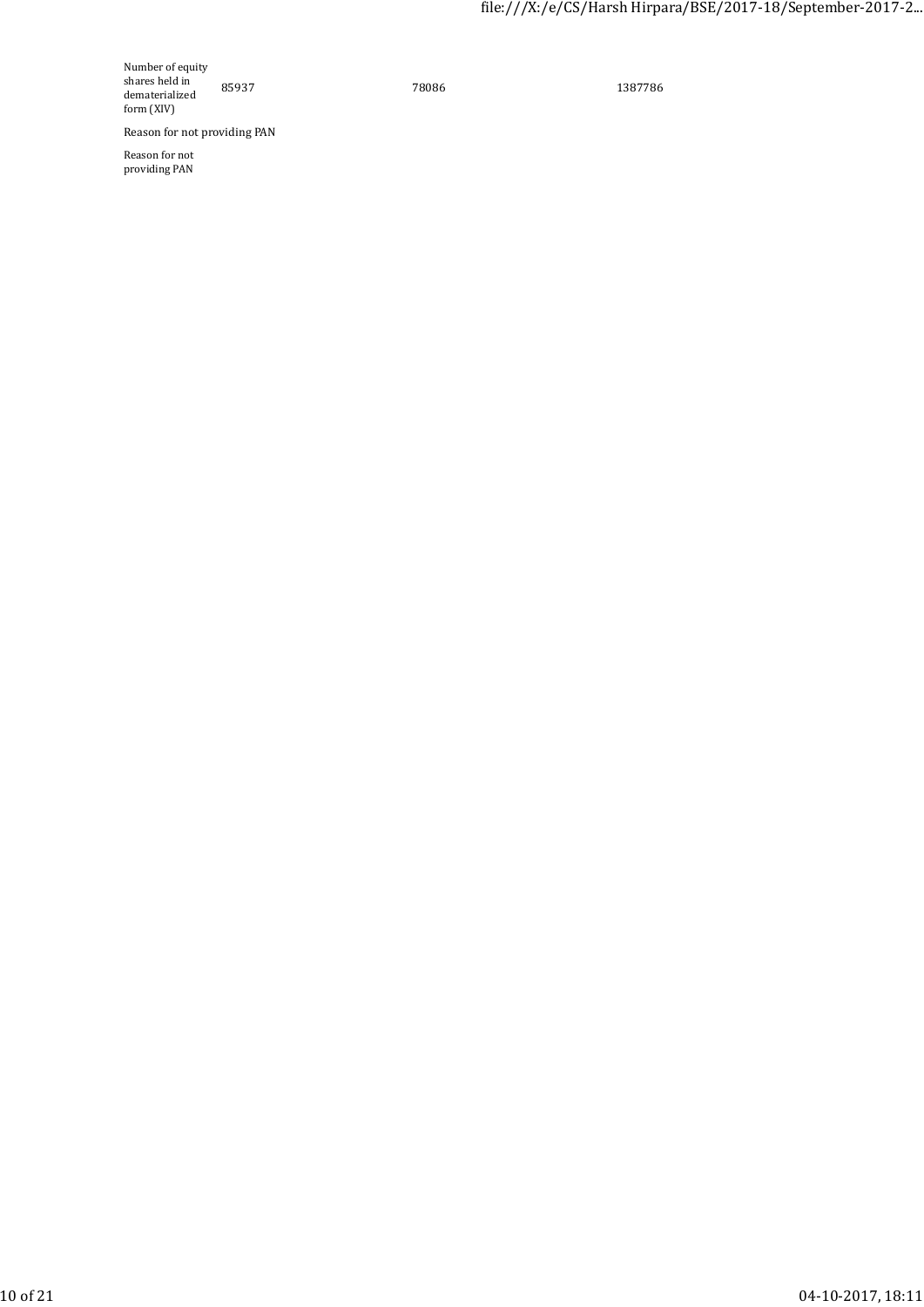| Number of equity shares held in dematerialized form (XIV) | 85937 | 78086 | 1387786 |
|---|---|---|---|

Reason for not providing PAN

| Reason for not providing PAN | | | |
|---|---|---|---|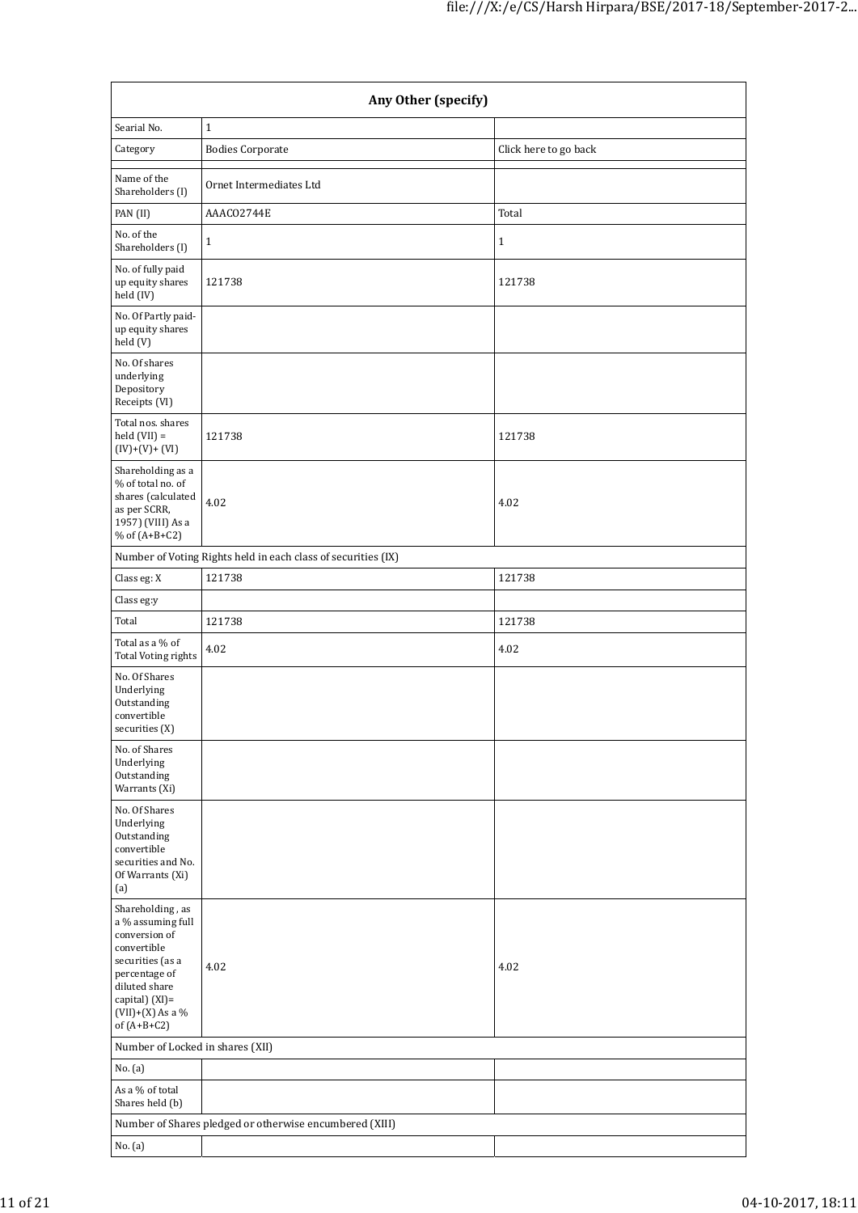| Any Other (specify) | | |
|---|---|---|
| Searial No. | 1 | |
| Category | Bodies Corporate | Click here to go back |
| | | |
| Name of the Shareholders (I) | Ornet Intermediates Ltd | |
| PAN (II) | AAACO2744E | Total |
| No. of the Shareholders (I) | 1 | 1 |
| No. of fully paid up equity shares held (IV) | 121738 | 121738 |
| No. Of Partly paid-up equity shares held (V) | | |
| No. Of shares underlying Depository Receipts (VI) | | |
| Total nos. shares held (VII) = (IV)+(V)+ (VI) | 121738 | 121738 |
| Shareholding as a % of total no. of shares (calculated as per SCRR, 1957) (VIII) As a % of (A+B+C2) | 4.02 | 4.02 |
| Number of Voting Rights held in each class of securities (IX) | | |
| Class eg: X | 121738 | 121738 |
| Class eg:y | | |
| Total | 121738 | 121738 |
| Total as a % of Total Voting rights | 4.02 | 4.02 |
| No. Of Shares Underlying Outstanding convertible securities (X) | | |
| No. of Shares Underlying Outstanding Warrants (Xi) | | |
| No. Of Shares Underlying Outstanding convertible securities and No. Of Warrants (Xi) (a) | | |
| Shareholding , as a % assuming full conversion of convertible securities (as a percentage of diluted share capital) (XI)= (VII)+(X) As a % of (A+B+C2) | 4.02 | 4.02 |
| Number of Locked in shares (XII) | | |
| No. (a) | | |
| As a % of total Shares held (b) | | |
| Number of Shares pledged or otherwise encumbered (XIII) | | |
| No. (a) | | |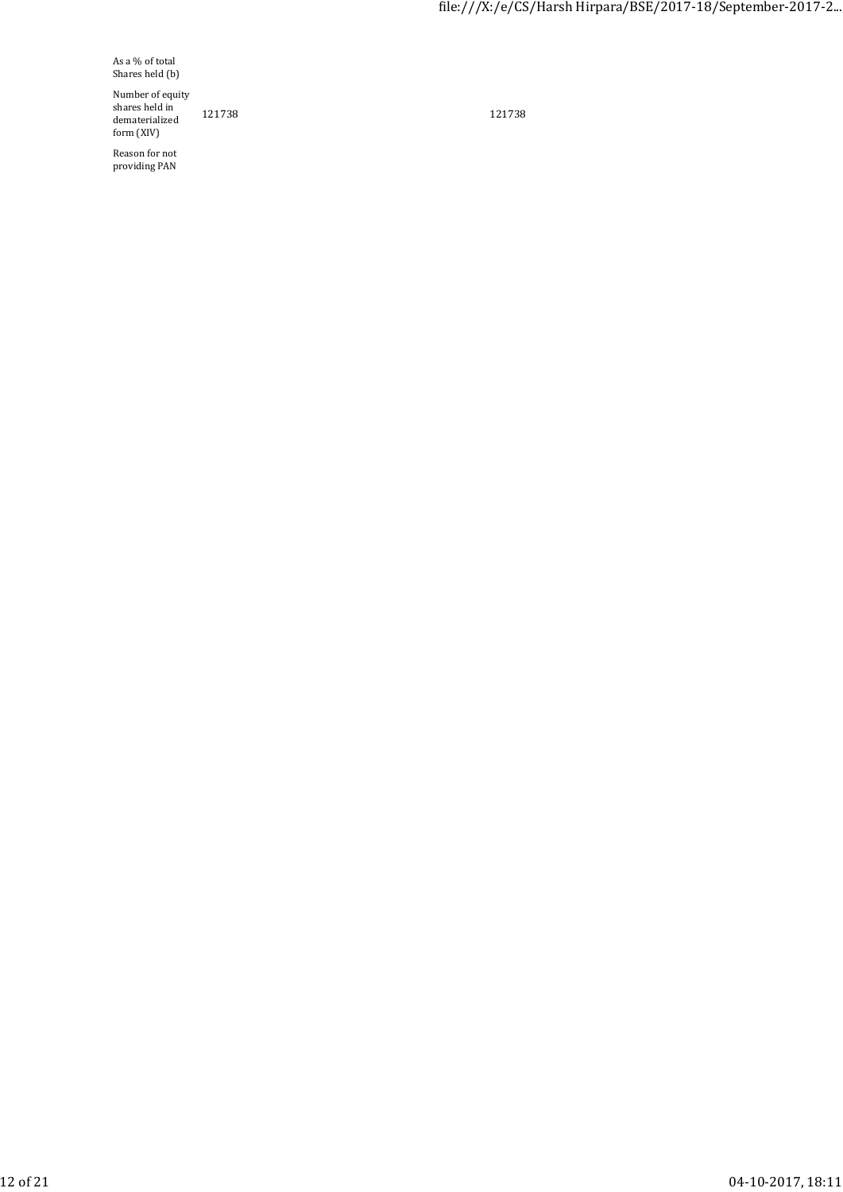| | | |
|---|---|---|
| As a % of total Shares held (b) | | |
| Number of equity shares held in dematerialized form (XIV) | 121738 | 121738 |
| Reason for not providing PAN | | |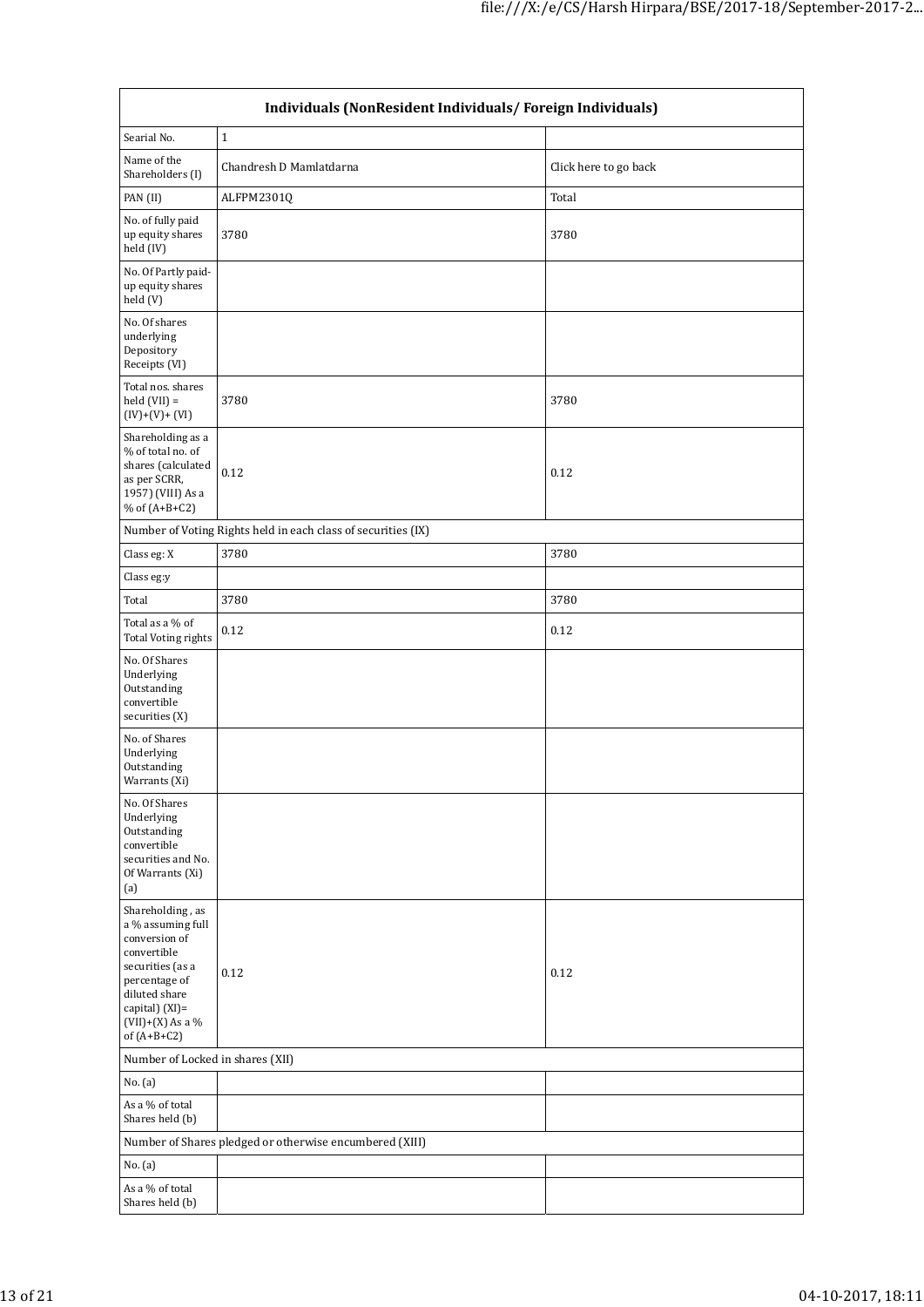| Individuals (NonResident Individuals/ Foreign Individuals) | | |
|---|---|---|
| Searial No. | 1 | |
| Name of the Shareholders (I) | Chandresh D Mamlatdarna | Click here to go back |
| PAN (II) | ALFPM2301Q | Total |
| No. of fully paid up equity shares held (IV) | 3780 | 3780 |
| No. Of Partly paid-up equity shares held (V) | | |
| No. Of shares underlying Depository Receipts (VI) | | |
| Total nos. shares held (VII) = (IV)+(V)+ (VI) | 3780 | 3780 |
| Shareholding as a % of total no. of shares (calculated as per SCRR, 1957) (VIII) As a % of (A+B+C2) | 0.12 | 0.12 |
| Number of Voting Rights held in each class of securities (IX) | | |
| Class eg: X | 3780 | 3780 |
| Class eg:y | | |
| Total | 3780 | 3780 |
| Total as a % of Total Voting rights | 0.12 | 0.12 |
| No. Of Shares Underlying Outstanding convertible securities (X) | | |
| No. of Shares Underlying Outstanding Warrants (Xi) | | |
| No. Of Shares Underlying Outstanding convertible securities and No. Of Warrants (Xi) (a) | | |
| Shareholding , as a % assuming full conversion of convertible securities (as a percentage of diluted share capital) (XI)= (VII)+(X) As a % of (A+B+C2) | 0.12 | 0.12 |
| Number of Locked in shares (XII) | | |
| No. (a) | | |
| As a % of total Shares held (b) | | |
| Number of Shares pledged or otherwise encumbered (XIII) | | |
| No. (a) | | |
| As a % of total Shares held (b) | | |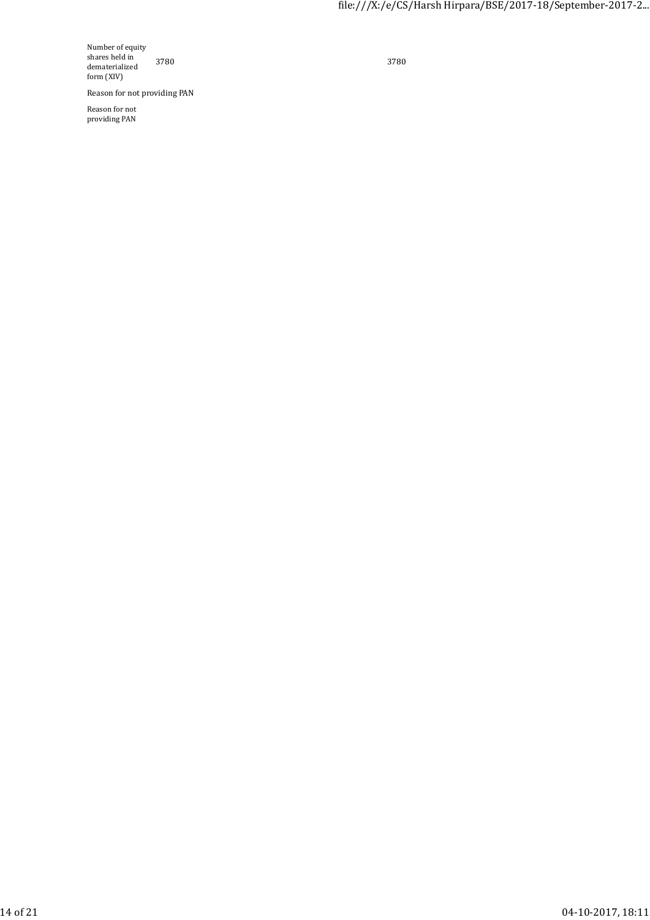| | | |
|---|---|---|
| Number of equity shares held in dematerialized form (XIV) | 3780 | 3780 |

Reason for not providing PAN

| | |
|---|---|
| Reason for not providing PAN | |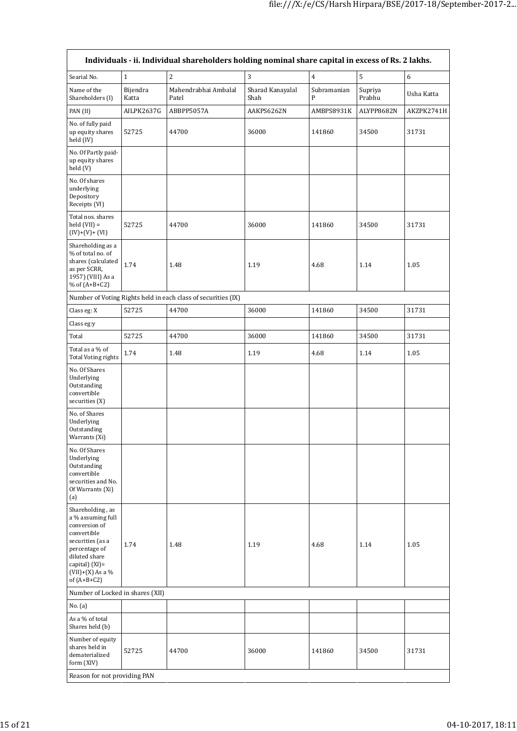| Individuals - ii. Individual shareholders holding nominal share capital in excess of Rs. 2 lakhs. | | | | | | |
|---|---|---|---|---|---|---|
| Searial No. | 1 | 2 | 3 | 4 | 5 | 6 |
| Name of the Shareholders (I) | Bijendra Katta | Mahendrabhai Ambalal Patel | Sharad Kanayalal Shah | Subramanian P | Supriya Prabhu | Usha Katta |
| PAN (II) | AILPK2637G | ABBPP5057A | AAKPS6262N | AMBPS8931K | ALYPP8682N | AKZPK2741H |
| No. of fully paid up equity shares held (IV) | 52725 | 44700 | 36000 | 141860 | 34500 | 31731 |
| No. Of Partly paid-up equity shares held (V) | | | | | | |
| No. Of shares underlying Depository Receipts (VI) | | | | | | |
| Total nos. shares held (VII) = (IV)+(V)+ (VI) | 52725 | 44700 | 36000 | 141860 | 34500 | 31731 |
| Shareholding as a % of total no. of shares (calculated as per SCRR, 1957) (VIII) As a % of (A+B+C2) | 1.74 | 1.48 | 1.19 | 4.68 | 1.14 | 1.05 |
| Number of Voting Rights held in each class of securities (IX) | | | | | | |
| Class eg: X | 52725 | 44700 | 36000 | 141860 | 34500 | 31731 |
| Class eg:y | | | | | | |
| Total | 52725 | 44700 | 36000 | 141860 | 34500 | 31731 |
| Total as a % of Total Voting rights | 1.74 | 1.48 | 1.19 | 4.68 | 1.14 | 1.05 |
| No. Of Shares Underlying Outstanding convertible securities (X) | | | | | | |
| No. of Shares Underlying Outstanding Warrants (Xi) | | | | | | |
| No. Of Shares Underlying Outstanding convertible securities and No. Of Warrants (Xi) (a) | | | | | | |
| Shareholding , as a % assuming full conversion of convertible securities (as a percentage of diluted share capital) (XI)= (VII)+(X) As a % of (A+B+C2) | 1.74 | 1.48 | 1.19 | 4.68 | 1.14 | 1.05 |
| Number of Locked in shares (XII) | | | | | | |
| No. (a) | | | | | | |
| As a % of total Shares held (b) | | | | | | |
| Number of equity shares held in dematerialized form (XIV) | 52725 | 44700 | 36000 | 141860 | 34500 | 31731 |
| Reason for not providing PAN | | | | | | |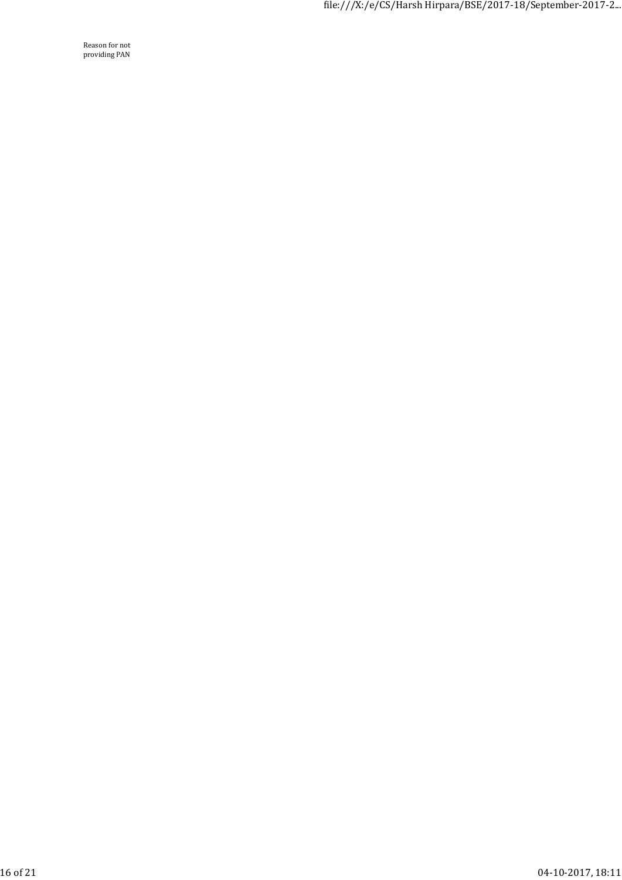Reason for not providing PAN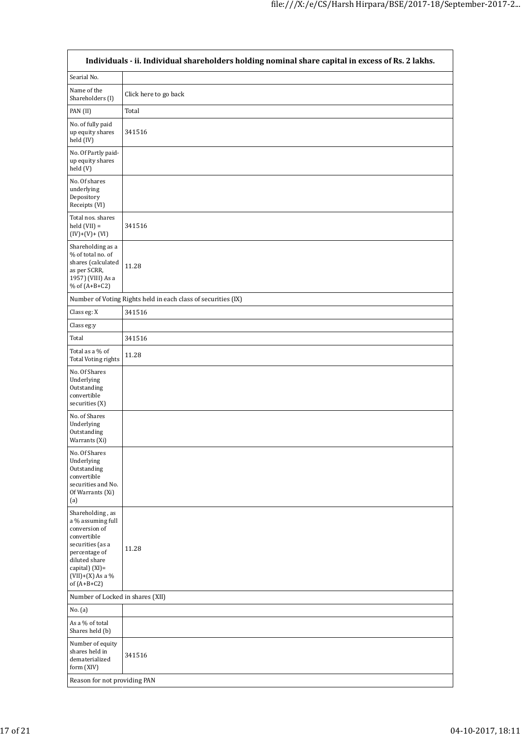| Individuals - ii. Individual shareholders holding nominal share capital in excess of Rs. 2 lakhs. | |
|---|---|
| Searial No. | |
| Name of the Shareholders (I) | Click here to go back |
| PAN (II) | Total |
| No. of fully paid up equity shares held (IV) | 341516 |
| No. Of Partly paid-up equity shares held (V) | |
| No. Of shares underlying Depository Receipts (VI) | |
| Total nos. shares held (VII) = (IV)+(V)+ (VI) | 341516 |
| Shareholding as a % of total no. of shares (calculated as per SCRR, 1957) (VIII) As a % of (A+B+C2) | 11.28 |
| Number of Voting Rights held in each class of securities (IX) | |
| Class eg: X | 341516 |
| Class eg:y | |
| Total | 341516 |
| Total as a % of Total Voting rights | 11.28 |
| No. Of Shares Underlying Outstanding convertible securities (X) | |
| No. of Shares Underlying Outstanding Warrants (Xi) | |
| No. Of Shares Underlying Outstanding convertible securities and No. Of Warrants (Xi) (a) | |
| Shareholding , as a % assuming full conversion of convertible securities (as a percentage of diluted share capital) (XI)= (VII)+(X) As a % of (A+B+C2) | 11.28 |
| Number of Locked in shares (XII) | |
| No. (a) | |
| As a % of total Shares held (b) | |
| Number of equity shares held in dematerialized form (XIV) | 341516 |
| Reason for not providing PAN | |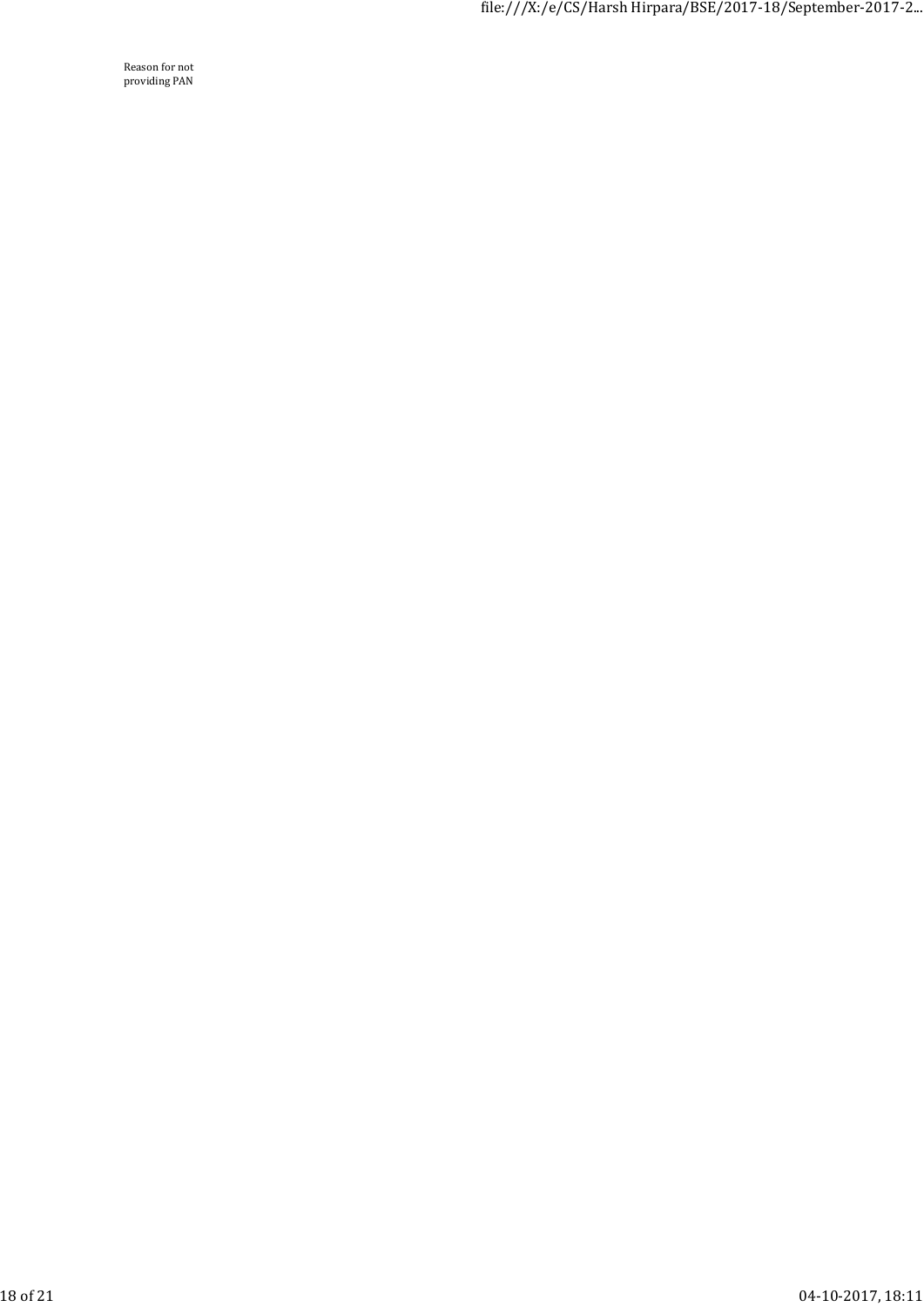Reason for not providing PAN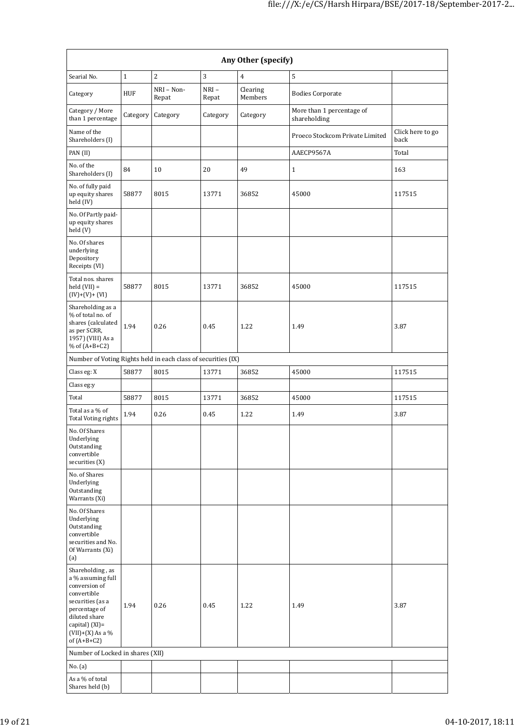| Any Other (specify) | | | | | | |
|---|---|---|---|---|---|---|
| Searial No. | 1 | 2 | 3 | 4 | 5 | |
| Category | HUF | NRI – Non-Repat | NRI – Repat | Clearing Members | Bodies Corporate | |
| Category / More than 1 percentage | Category | Category | Category | Category | More than 1 percentage of shareholding | |
| Name of the Shareholders (I) | | | | | Proeco Stockcom Private Limited | Click here to go back |
| PAN (II) | | | | | AAECP9567A | Total |
| No. of the Shareholders (I) | 84 | 10 | 20 | 49 | 1 | 163 |
| No. of fully paid up equity shares held (IV) | 58877 | 8015 | 13771 | 36852 | 45000 | 117515 |
| No. Of Partly paid-up equity shares held (V) | | | | | | |
| No. Of shares underlying Depository Receipts (VI) | | | | | | |
| Total nos. shares held (VII) = (IV)+(V)+ (VI) | 58877 | 8015 | 13771 | 36852 | 45000 | 117515 |
| Shareholding as a % of total no. of shares (calculated as per SCRR, 1957) (VIII) As a % of (A+B+C2) | 1.94 | 0.26 | 0.45 | 1.22 | 1.49 | 3.87 |
| Number of Voting Rights held in each class of securities (IX) | | | | | | |
| Class eg: X | 58877 | 8015 | 13771 | 36852 | 45000 | 117515 |
| Class eg:y | | | | | | |
| Total | 58877 | 8015 | 13771 | 36852 | 45000 | 117515 |
| Total as a % of Total Voting rights | 1.94 | 0.26 | 0.45 | 1.22 | 1.49 | 3.87 |
| No. Of Shares Underlying Outstanding convertible securities (X) | | | | | | |
| No. of Shares Underlying Outstanding Warrants (Xi) | | | | | | |
| No. Of Shares Underlying Outstanding convertible securities and No. Of Warrants (Xi) (a) | | | | | | |
| Shareholding , as a % assuming full conversion of convertible securities (as a percentage of diluted share capital) (XI)= (VII)+(X) As a % of (A+B+C2) | 1.94 | 0.26 | 0.45 | 1.22 | 1.49 | 3.87 |
| Number of Locked in shares (XII) | | | | | | |
| No. (a) | | | | | | |
| As a % of total Shares held (b) | | | | | | |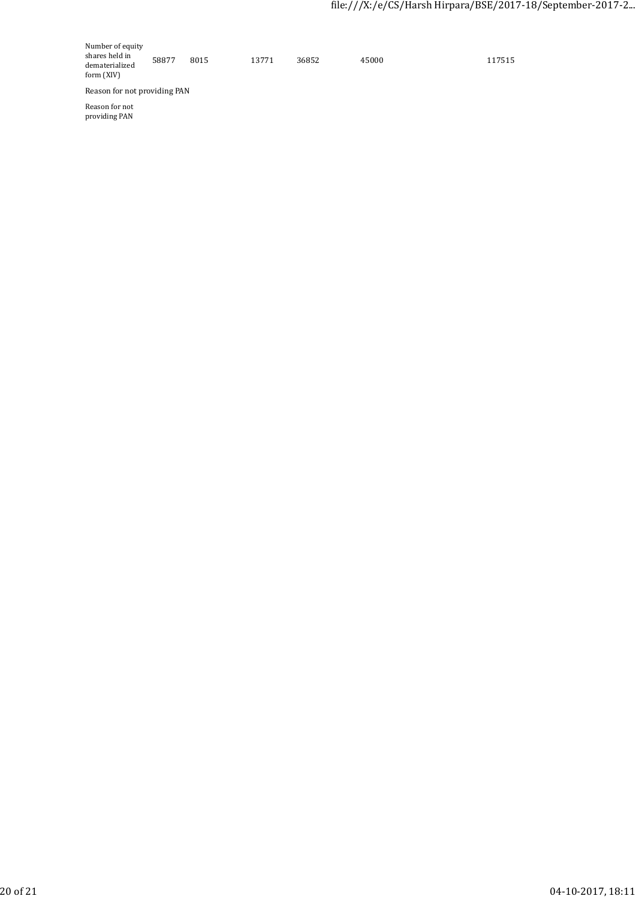| | | | | | | | |
|---|---|---|---|---|---|---|---|
| Number of equity shares held in dematerialized form (XIV) | 58877 | 8015 | 13771 | 36852 | 45000 | | 117515 |

Reason for not providing PAN

| | |
|---|---|
| Reason for not providing PAN | |